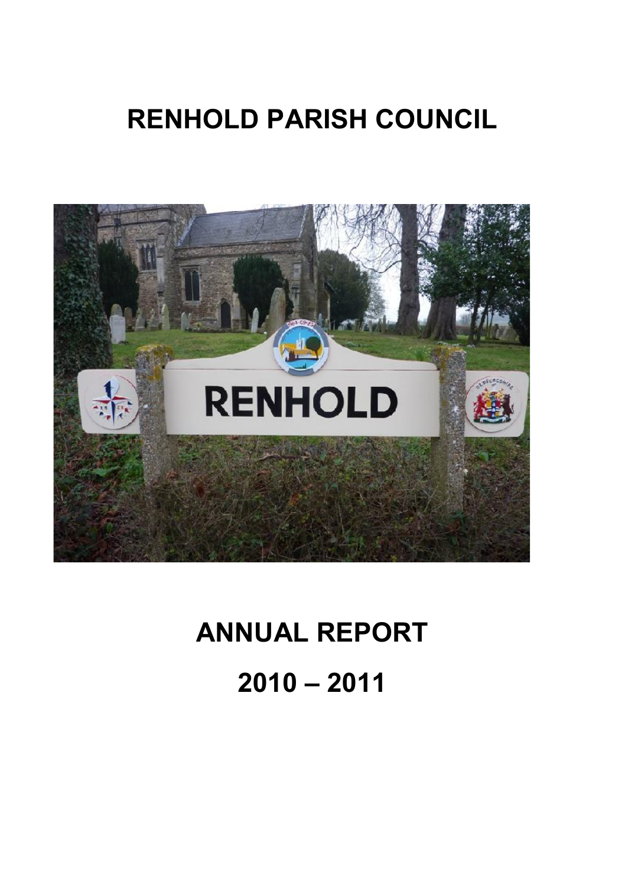# RENHOLD PARISH COUNCIL

# ANNUAL REPORT

# 2010 – 2011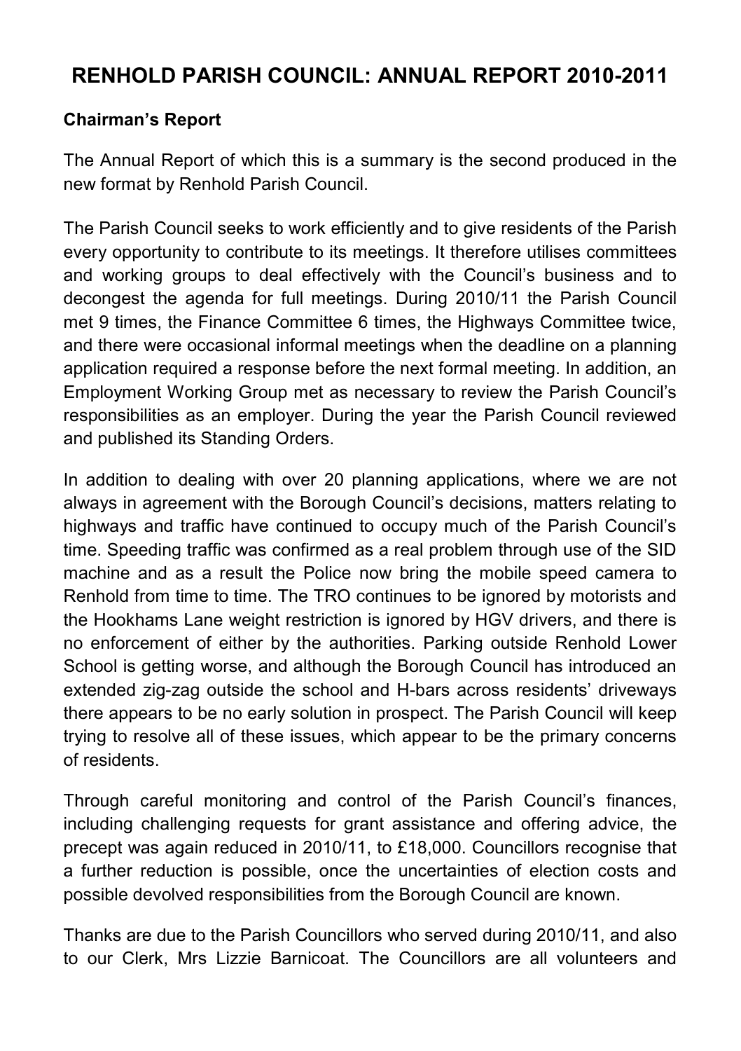# RENHOLD PARISH COUNCIL: ANNUAL REPORT 2010-2011

## Chairman's Report

The Annual Report of which this is a summary is the second produced in the new format by Renhold Parish Council.

The Parish Council seeks to work efficiently and to give residents of the Parish every opportunity to contribute to its meetings. It therefore utilises committees and working groups to deal effectively with the Council's business and to decongest the agenda for full meetings. During 2010/11 the Parish Council met 9 times, the Finance Committee 6 times, the Highways Committee twice, and there were occasional informal meetings when the deadline on a planning application required a response before the next formal meeting. In addition, an Employment Working Group met as necessary to review the Parish Council's responsibilities as an employer. During the year the Parish Council reviewed and published its Standing Orders.

In addition to dealing with over 20 planning applications, where we are not always in agreement with the Borough Council's decisions, matters relating to highways and traffic have continued to occupy much of the Parish Council's time. Speeding traffic was confirmed as a real problem through use of the SID machine and as a result the Police now bring the mobile speed camera to Renhold from time to time. The TRO continues to be ignored by motorists and the Hookhams Lane weight restriction is ignored by HGV drivers, and there is no enforcement of either by the authorities. Parking outside Renhold Lower School is getting worse, and although the Borough Council has introduced an extended zig-zag outside the school and H-bars across residents' driveways there appears to be no early solution in prospect. The Parish Council will keep trying to resolve all of these issues, which appear to be the primary concerns of residents.

Through careful monitoring and control of the Parish Council's finances, including challenging requests for grant assistance and offering advice, the precept was again reduced in 2010/11, to £18,000. Councillors recognise that a further reduction is possible, once the uncertainties of election costs and possible devolved responsibilities from the Borough Council are known.

Thanks are due to the Parish Councillors who served during 2010/11, and also to our Clerk, Mrs Lizzie Barnicoat. The Councillors are all volunteers and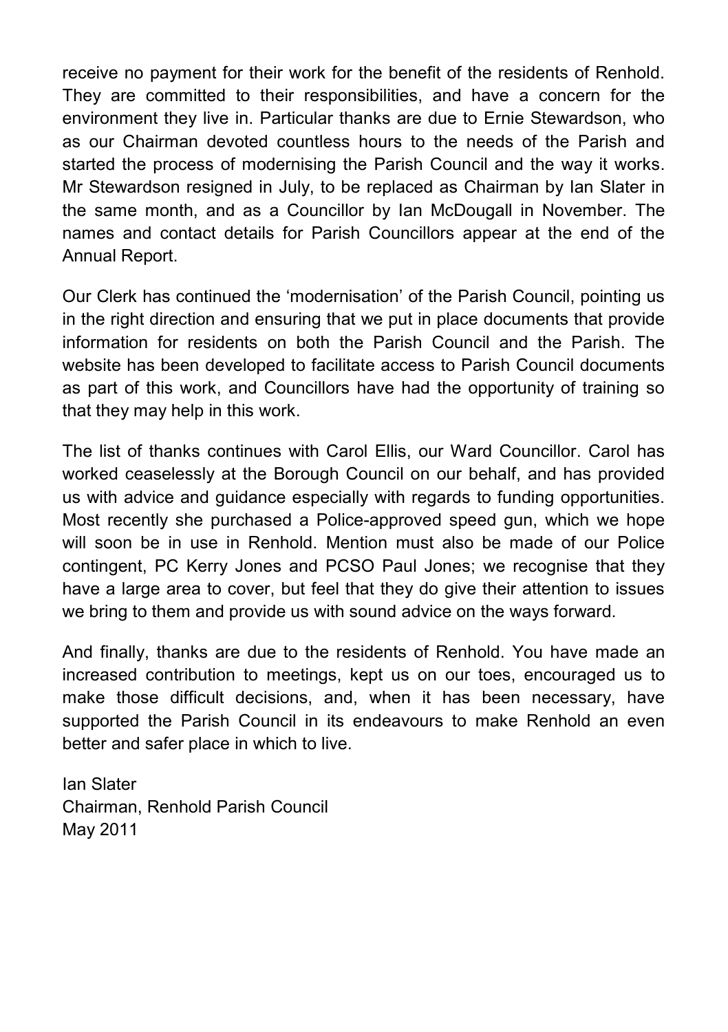receive no payment for their work for the benefit of the residents of Renhold. They are committed to their responsibilities, and have a concern for the environment they live in. Particular thanks are due to Ernie Stewardson, who as our Chairman devoted countless hours to the needs of the Parish and started the process of modernising the Parish Council and the way it works. Mr Stewardson resigned in July, to be replaced as Chairman by Ian Slater in the same month, and as a Councillor by Ian McDougall in November. The names and contact details for Parish Councillors appear at the end of the Annual Report.

Our Clerk has continued the 'modernisation' of the Parish Council, pointing us in the right direction and ensuring that we put in place documents that provide information for residents on both the Parish Council and the Parish. The website has been developed to facilitate access to Parish Council documents as part of this work, and Councillors have had the opportunity of training so that they may help in this work.

The list of thanks continues with Carol Ellis, our Ward Councillor. Carol has worked ceaselessly at the Borough Council on our behalf, and has provided us with advice and guidance especially with regards to funding opportunities. Most recently she purchased a Police-approved speed gun, which we hope will soon be in use in Renhold. Mention must also be made of our Police contingent, PC Kerry Jones and PCSO Paul Jones; we recognise that they have a large area to cover, but feel that they do give their attention to issues we bring to them and provide us with sound advice on the ways forward.

And finally, thanks are due to the residents of Renhold. You have made an increased contribution to meetings, kept us on our toes, encouraged us to make those difficult decisions, and, when it has been necessary, have supported the Parish Council in its endeavours to make Renhold an even better and safer place in which to live.

Ian Slater  
Chairman, Renhold Parish Council  
May 2011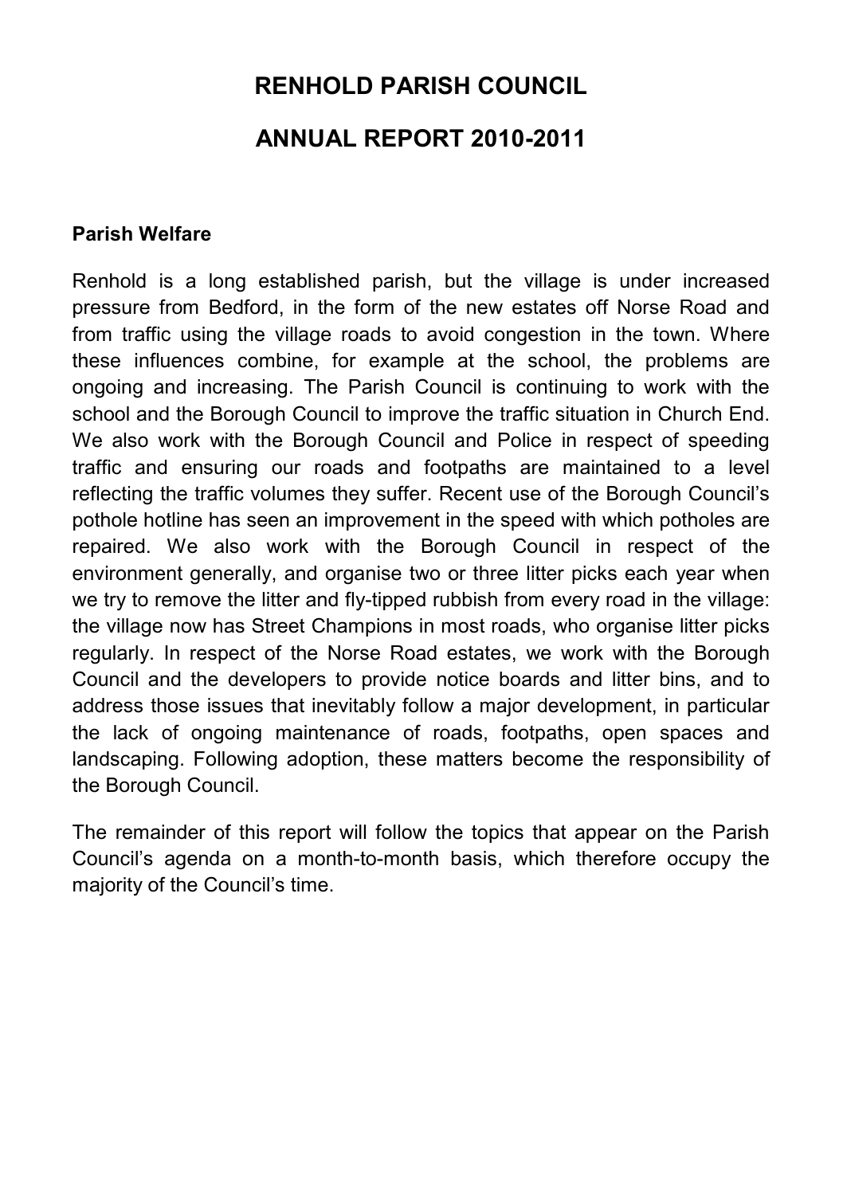# RENHOLD PARISH COUNCIL

# ANNUAL REPORT 2010-2011

**Parish Welfare**

Renhold is a long established parish, but the village is under increased pressure from Bedford, in the form of the new estates off Norse Road and from traffic using the village roads to avoid congestion in the town. Where these influences combine, for example at the school, the problems are ongoing and increasing. The Parish Council is continuing to work with the school and the Borough Council to improve the traffic situation in Church End. We also work with the Borough Council and Police in respect of speeding traffic and ensuring our roads and footpaths are maintained to a level reflecting the traffic volumes they suffer. Recent use of the Borough Council's pothole hotline has seen an improvement in the speed with which potholes are repaired. We also work with the Borough Council in respect of the environment generally, and organise two or three litter picks each year when we try to remove the litter and fly-tipped rubbish from every road in the village: the village now has Street Champions in most roads, who organise litter picks regularly. In respect of the Norse Road estates, we work with the Borough Council and the developers to provide notice boards and litter bins, and to address those issues that inevitably follow a major development, in particular the lack of ongoing maintenance of roads, footpaths, open spaces and landscaping. Following adoption, these matters become the responsibility of the Borough Council.

The remainder of this report will follow the topics that appear on the Parish Council's agenda on a month-to-month basis, which therefore occupy the majority of the Council's time.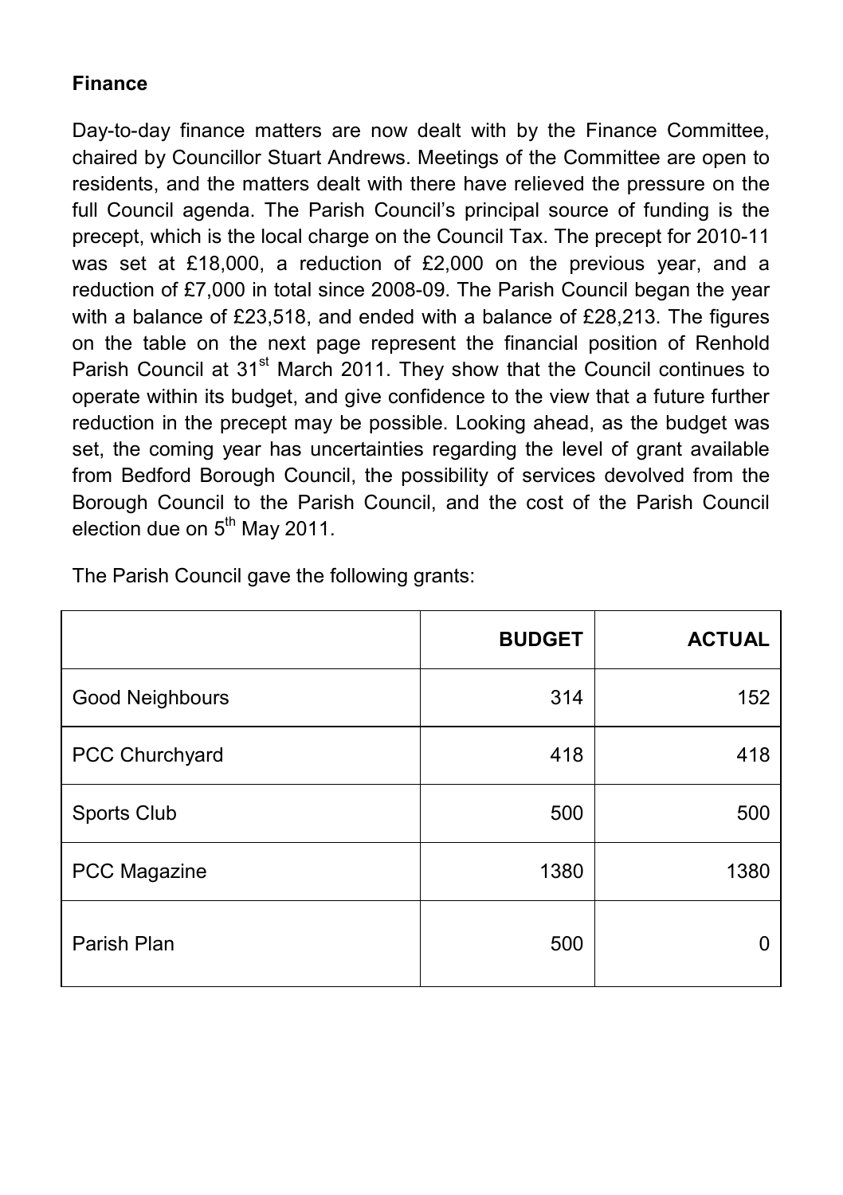## Finance

Day-to-day finance matters are now dealt with by the Finance Committee, chaired by Councillor Stuart Andrews. Meetings of the Committee are open to residents, and the matters dealt with there have relieved the pressure on the full Council agenda. The Parish Council's principal source of funding is the precept, which is the local charge on the Council Tax. The precept for 2010-11 was set at £18,000, a reduction of £2,000 on the previous year, and a reduction of £7,000 in total since 2008-09. The Parish Council began the year with a balance of £23,518, and ended with a balance of £28,213. The figures on the table on the next page represent the financial position of Renhold Parish Council at 31st March 2011. They show that the Council continues to operate within its budget, and give confidence to the view that a future further reduction in the precept may be possible. Looking ahead, as the budget was set, the coming year has uncertainties regarding the level of grant available from Bedford Borough Council, the possibility of services devolved from the Borough Council to the Parish Council, and the cost of the Parish Council election due on 5th May 2011.

The Parish Council gave the following grants:

| | BUDGET | ACTUAL |
|---|---|---|
| Good Neighbours | 314 | 152 |
| PCC Churchyard | 418 | 418 |
| Sports Club | 500 | 500 |
| PCC Magazine | 1380 | 1380 |
| Parish Plan | 500 | 0 |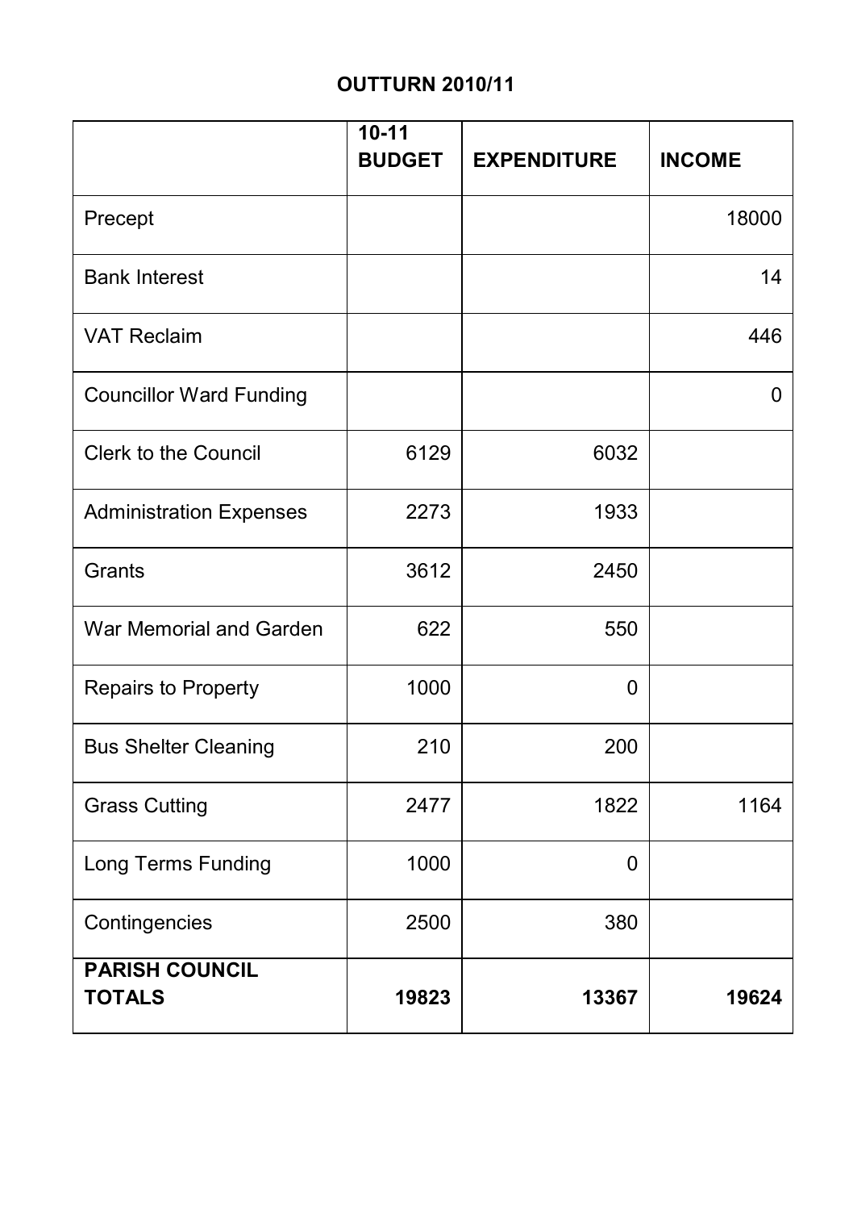# OUTTURN 2010/11

| | 10-11 BUDGET | EXPENDITURE | INCOME |
|---|---|---|---|
| Precept | | | 18000 |
| Bank Interest | | | 14 |
| VAT Reclaim | | | 446 |
| Councillor Ward Funding | | | 0 |
| Clerk to the Council | 6129 | 6032 | |
| Administration Expenses | 2273 | 1933 | |
| Grants | 3612 | 2450 | |
| War Memorial and Garden | 622 | 550 | |
| Repairs to Property | 1000 | 0 | |
| Bus Shelter Cleaning | 210 | 200 | |
| Grass Cutting | 2477 | 1822 | 1164 |
| Long Terms Funding | 1000 | 0 | |
| Contingencies | 2500 | 380 | |
| **PARISH COUNCIL TOTALS** | **19823** | **13367** | **19624** |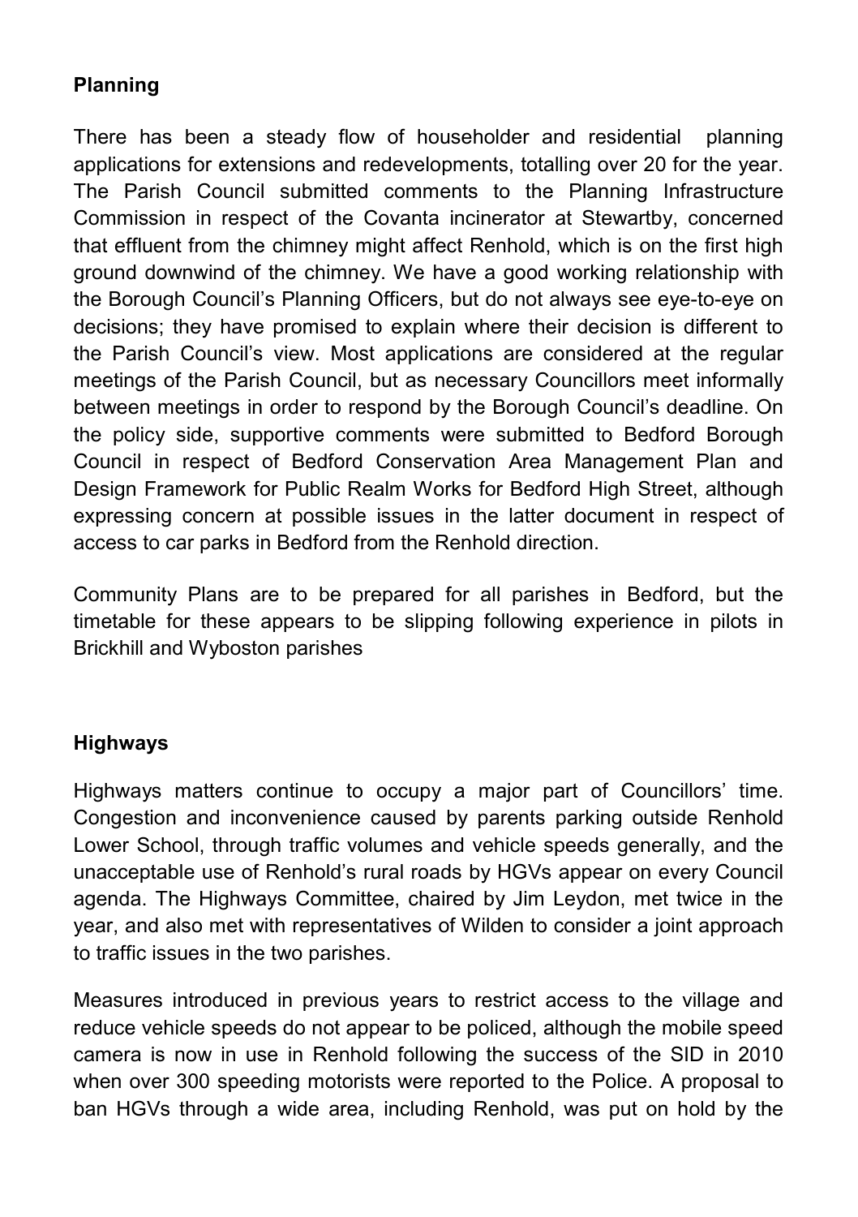## Planning

There has been a steady flow of householder and residential planning applications for extensions and redevelopments, totalling over 20 for the year. The Parish Council submitted comments to the Planning Infrastructure Commission in respect of the Covanta incinerator at Stewartby, concerned that effluent from the chimney might affect Renhold, which is on the first high ground downwind of the chimney. We have a good working relationship with the Borough Council's Planning Officers, but do not always see eye-to-eye on decisions; they have promised to explain where their decision is different to the Parish Council's view. Most applications are considered at the regular meetings of the Parish Council, but as necessary Councillors meet informally between meetings in order to respond by the Borough Council's deadline. On the policy side, supportive comments were submitted to Bedford Borough Council in respect of Bedford Conservation Area Management Plan and Design Framework for Public Realm Works for Bedford High Street, although expressing concern at possible issues in the latter document in respect of access to car parks in Bedford from the Renhold direction.

Community Plans are to be prepared for all parishes in Bedford, but the timetable for these appears to be slipping following experience in pilots in Brickhill and Wyboston parishes

## Highways

Highways matters continue to occupy a major part of Councillors' time. Congestion and inconvenience caused by parents parking outside Renhold Lower School, through traffic volumes and vehicle speeds generally, and the unacceptable use of Renhold's rural roads by HGVs appear on every Council agenda. The Highways Committee, chaired by Jim Leydon, met twice in the year, and also met with representatives of Wilden to consider a joint approach to traffic issues in the two parishes.

Measures introduced in previous years to restrict access to the village and reduce vehicle speeds do not appear to be policed, although the mobile speed camera is now in use in Renhold following the success of the SID in 2010 when over 300 speeding motorists were reported to the Police. A proposal to ban HGVs through a wide area, including Renhold, was put on hold by the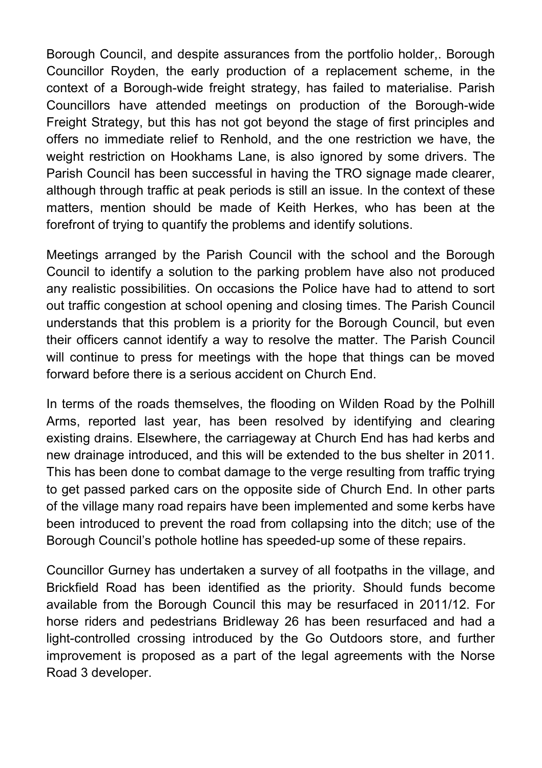Borough Council, and despite assurances from the portfolio holder,. Borough Councillor Royden, the early production of a replacement scheme, in the context of a Borough-wide freight strategy, has failed to materialise. Parish Councillors have attended meetings on production of the Borough-wide Freight Strategy, but this has not got beyond the stage of first principles and offers no immediate relief to Renhold, and the one restriction we have, the weight restriction on Hookhams Lane, is also ignored by some drivers. The Parish Council has been successful in having the TRO signage made clearer, although through traffic at peak periods is still an issue. In the context of these matters, mention should be made of Keith Herkes, who has been at the forefront of trying to quantify the problems and identify solutions.

Meetings arranged by the Parish Council with the school and the Borough Council to identify a solution to the parking problem have also not produced any realistic possibilities. On occasions the Police have had to attend to sort out traffic congestion at school opening and closing times. The Parish Council understands that this problem is a priority for the Borough Council, but even their officers cannot identify a way to resolve the matter. The Parish Council will continue to press for meetings with the hope that things can be moved forward before there is a serious accident on Church End.

In terms of the roads themselves, the flooding on Wilden Road by the Polhill Arms, reported last year, has been resolved by identifying and clearing existing drains. Elsewhere, the carriageway at Church End has had kerbs and new drainage introduced, and this will be extended to the bus shelter in 2011. This has been done to combat damage to the verge resulting from traffic trying to get passed parked cars on the opposite side of Church End. In other parts of the village many road repairs have been implemented and some kerbs have been introduced to prevent the road from collapsing into the ditch; use of the Borough Council's pothole hotline has speeded-up some of these repairs.

Councillor Gurney has undertaken a survey of all footpaths in the village, and Brickfield Road has been identified as the priority. Should funds become available from the Borough Council this may be resurfaced in 2011/12. For horse riders and pedestrians Bridleway 26 has been resurfaced and had a light-controlled crossing introduced by the Go Outdoors store, and further improvement is proposed as a part of the legal agreements with the Norse Road 3 developer.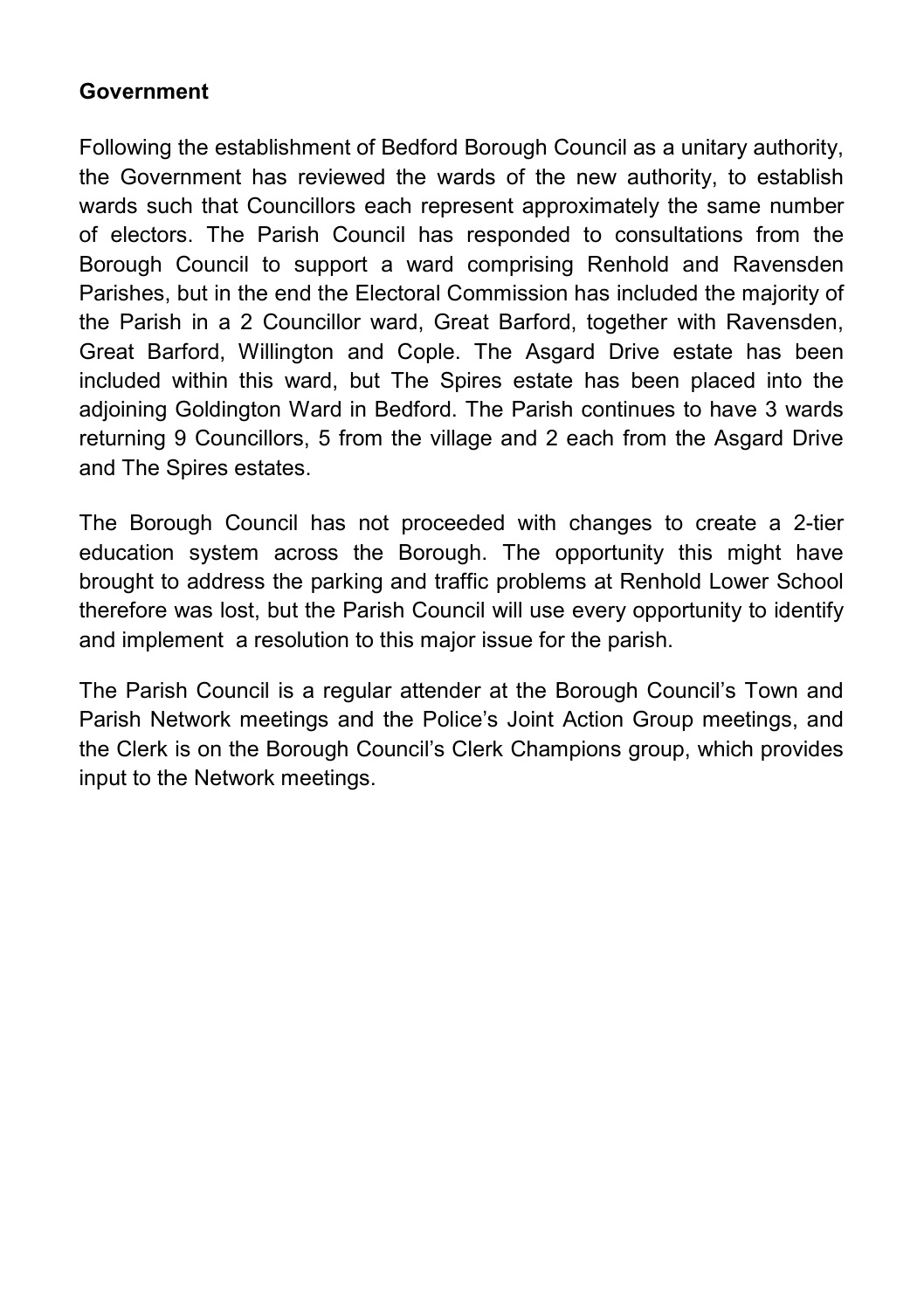## Government

Following the establishment of Bedford Borough Council as a unitary authority, the Government has reviewed the wards of the new authority, to establish wards such that Councillors each represent approximately the same number of electors. The Parish Council has responded to consultations from the Borough Council to support a ward comprising Renhold and Ravensden Parishes, but in the end the Electoral Commission has included the majority of the Parish in a 2 Councillor ward, Great Barford, together with Ravensden, Great Barford, Willington and Cople. The Asgard Drive estate has been included within this ward, but The Spires estate has been placed into the adjoining Goldington Ward in Bedford. The Parish continues to have 3 wards returning 9 Councillors, 5 from the village and 2 each from the Asgard Drive and The Spires estates.

The Borough Council has not proceeded with changes to create a 2-tier education system across the Borough. The opportunity this might have brought to address the parking and traffic problems at Renhold Lower School therefore was lost, but the Parish Council will use every opportunity to identify and implement a resolution to this major issue for the parish.

The Parish Council is a regular attender at the Borough Council's Town and Parish Network meetings and the Police's Joint Action Group meetings, and the Clerk is on the Borough Council's Clerk Champions group, which provides input to the Network meetings.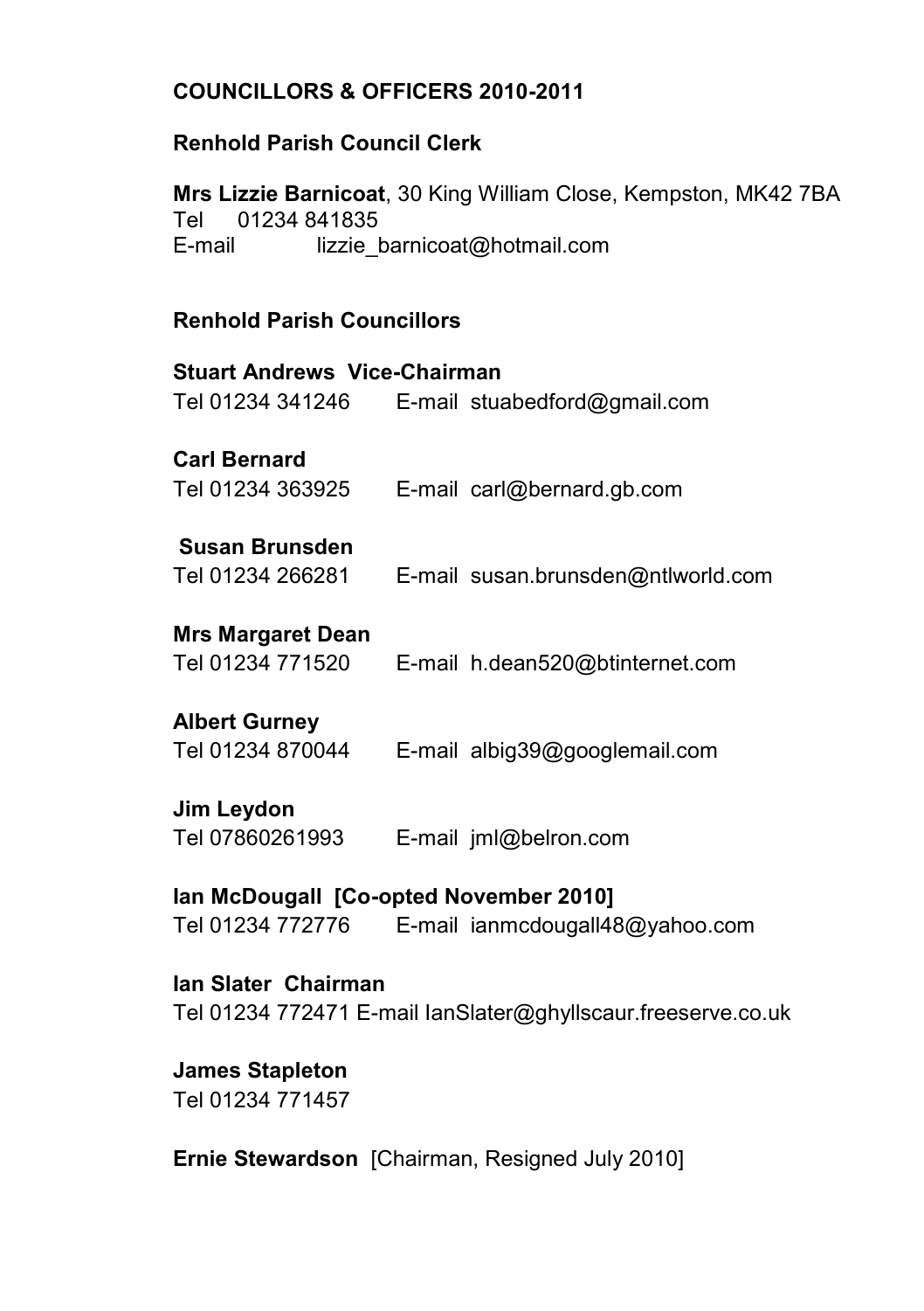## COUNCILLORS & OFFICERS 2010-2011

### Renhold Parish Council Clerk

**Mrs Lizzie Barnicoat**, 30 King William Close, Kempston, MK42 7BA
Tel 01234 841835
E-mail lizzie_barnicoat@hotmail.com

### Renhold Parish Councillors

**Stuart Andrews Vice-Chairman**
Tel 01234 341246 E-mail stuabedford@gmail.com

**Carl Bernard**
Tel 01234 363925 E-mail carl@bernard.gb.com

**Susan Brunsden**
Tel 01234 266281 E-mail susan.brunsden@ntlworld.com

**Mrs Margaret Dean**
Tel 01234 771520 E-mail h.dean520@btinternet.com

**Albert Gurney**
Tel 01234 870044 E-mail albig39@googlemail.com

**Jim Leydon**
Tel 07860261993 E-mail jml@belron.com

**Ian McDougall [Co-opted November 2010]**
Tel 01234 772776 E-mail ianmcdougall48@yahoo.com

**Ian Slater Chairman**
Tel 01234 772471 E-mail IanSlater@ghyllscaur.freeserve.co.uk

**James Stapleton**
Tel 01234 771457

**Ernie Stewardson** [Chairman, Resigned July 2010]